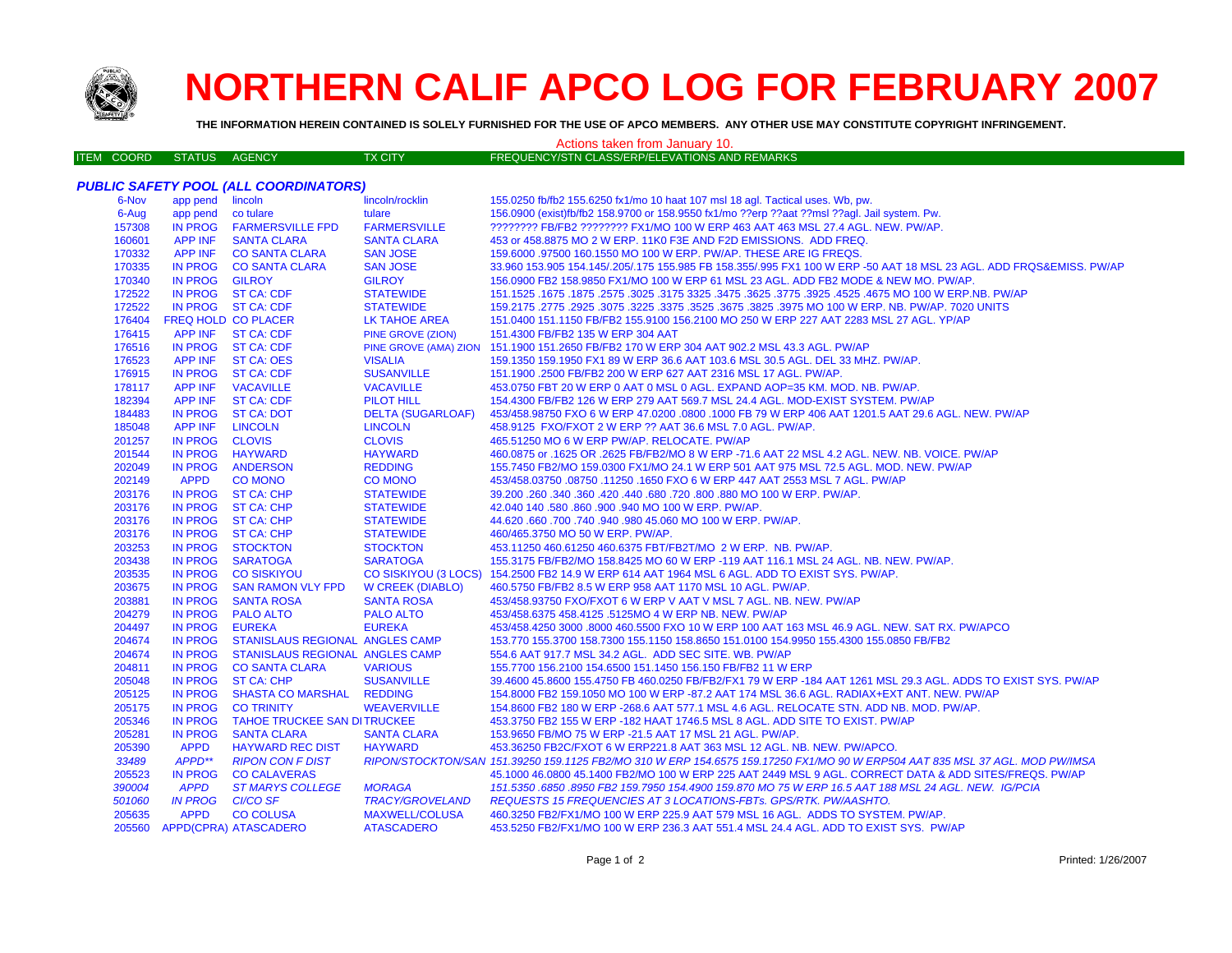# NORTHERN CALIF APCO LOG FOR FEBRUARY 2007

**THE INFORMATION HEREIN CONTAINED IS SOLELY FURNISHED FOR THE USE OF APCO MEMBERS. ANY OTHER USE MAY CONSTITUTE COPYRIGHT INFRINGEMENT.**

Actions taken from January 10.

### *PUBLIC SAFETY POOL (ALL COORDINATORS)*

| ITEM COORD | STATUS | AGENCY | TX CITY | FREQUENCY/STN CLASS/ERP/ELEVATIONS AND REMARKS |
|---|---|---|---|---|
| 6-Nov | app pend | lincoln | lincoln/rocklin | 155.0250 fb/fb2 155.6250 fx1/mo 10 haat 107 msl 18 agl. Tactical uses. Wb, pw. |
| 6-Aug | app pend | co tulare | tulare | 156.0900 (exist)fb/fb2 158.9700 or 158.9550 fx1/mo ??erp ??aat ??msl ??agl. Jail system. Pw. |
| 157308 | IN PROG | FARMERSVILLE FPD | FARMERSVILLE | ???????? FB/FB2 ???????? FX1/MO 100 W ERP 463 AAT 463 MSL 27.4 AGL. NEW. PW/AP. |
| 160601 | APP INF | SANTA CLARA | SANTA CLARA | 453 or 458.8875 MO 2 W ERP. 11K0 F3E AND F2D EMISSIONS. ADD FREQ. |
| 170332 | APP INF | CO SANTA CLARA | SAN JOSE | 159.6000 .97500 160.1550 MO 100 W ERP. PW/AP. THESE ARE IG FREQS. |
| 170335 | IN PROG | CO SANTA CLARA | SAN JOSE | 33.960 153.905 154.145/.205/.175 155.985 FB 158.355/.995 FX1 100 W ERP -50 AAT 18 MSL 23 AGL. ADD FRQS&EMISS. PW/AP |
| 170340 | IN PROG | GILROY | GILROY | 156.0900 FB2 158.9850 FX1/MO 100 W ERP 61 MSL 23 AGL. ADD FB2 MODE & NEW MO. PW/AP. |
| 172522 | IN PROG | ST CA: CDF | STATEWIDE | 151.1525 .1675 .1875 .2575 .3025 .3175 3325 .3475 .3625 .3775 .3925 .4525 .4675 MO 100 W ERP.NB. PW/AP |
| 172522 | IN PROG | ST CA: CDF | STATEWIDE | 159.2175 .2775 .2925 .3075 .3225 .3375 .3525 .3675 .3825 .3975 MO 100 W ERP. NB. PW/AP. 7020 UNITS |
| 176404 | FREQ HOLD | CO PLACER | LK TAHOE AREA | 151.0400 151.1150 FB/FB2 155.9100 156.2100 MO 250 W ERP 227 AAT 2283 MSL 27 AGL. YP/AP |
| 176415 | APP INF | ST CA: CDF | PINE GROVE (ZION) | 151.4300 FB/FB2 135 W ERP 304 AAT |
| 176516 | IN PROG | ST CA: CDF | PINE GROVE (AMA) ZION | 151.1900 151.2650 FB/FB2 170 W ERP 304 AAT 902.2 MSL 43.3 AGL. PW/AP |
| 176523 | APP INF | ST CA: OES | VISALIA | 159.1350 159.1950 FX1 89 W ERP 36.6 AAT 103.6 MSL 30.5 AGL. DEL 33 MHZ. PW/AP. |
| 176915 | IN PROG | ST CA: CDF | SUSANVILLE | 151.1900 .2500 FB/FB2 200 W ERP 627 AAT 2316 MSL 17 AGL. PW/AP. |
| 178117 | APP INF | VACAVILLE | VACAVILLE | 453.0750 FBT 20 W ERP 0 AAT 0 MSL 0 AGL. EXPAND AOP=35 KM. MOD. NB. PW/AP. |
| 182394 | APP INF | ST CA: CDF | PILOT HILL | 154.4300 FB/FB2 126 W ERP 279 AAT 569.7 MSL 24.4 AGL. MOD-EXIST SYSTEM. PW/AP |
| 184483 | IN PROG | ST CA: DOT | DELTA (SUGARLOAF) | 453/458.98750 FXO 6 W ERP 47.0200 .0800 .1000 FB 79 W ERP 406 AAT 1201.5 AAT 29.6 AGL. NEW. PW/AP |
| 185048 | APP INF | LINCOLN | LINCOLN | 458.9125 FXO/FXOT 2 W ERP ?? AAT 36.6 MSL 7.0 AGL. PW/AP. |
| 201257 | IN PROG | CLOVIS | CLOVIS | 465.51250 MO 6 W ERP PW/AP. RELOCATE. PW/AP |
| 201544 | IN PROG | HAYWARD | HAYWARD | 460.0875 or .1625 OR .2625 FB/FB2/MO 8 W ERP -71.6 AAT 22 MSL 4.2 AGL. NEW. NB. VOICE. PW/AP |
| 202049 | IN PROG | ANDERSON | REDDING | 155.7450 FB2/MO 159.0300 FX1/MO 24.1 W ERP 501 AAT 975 MSL 72.5 AGL. MOD. NEW. PW/AP |
| 202149 | APPD | CO MONO | CO MONO | 453/458.03750 .08750 .11250 .1650 FXO 6 W ERP 447 AAT 2553 MSL 7 AGL. PW/AP |
| 203176 | IN PROG | ST CA: CHP | STATEWIDE | 39.200 .260 .340 .360 .420 .440 .680 .720 .800 .880 MO 100 W ERP. PW/AP. |
| 203176 | IN PROG | ST CA: CHP | STATEWIDE | 42.040 140 .580 .860 .900 .940 MO 100 W ERP. PW/AP. |
| 203176 | IN PROG | ST CA: CHP | STATEWIDE | 44.620 .660 .700 .740 .940 .980 45.060 MO 100 W ERP. PW/AP. |
| 203176 | IN PROG | ST CA: CHP | STATEWIDE | 460/465.3750 MO 50 W ERP. PW/AP. |
| 203253 | IN PROG | STOCKTON | STOCKTON | 453.11250 460.61250 460.6375 FBT/FB2T/MO 2 W ERP. NB. PW/AP. |
| 203438 | IN PROG | SARATOGA | SARATOGA | 155.3175 FB/FB2/MO 158.8425 MO 60 W ERP -119 AAT 116.1 MSL 24 AGL. NB. NEW. PW/AP. |
| 203535 | IN PROG | CO SISKIYOU | CO SISKIYOU (3 LOCS) | 154.2500 FB2 14.9 W ERP 614 AAT 1964 MSL 6 AGL. ADD TO EXIST SYS. PW/AP. |
| 203675 | IN PROG | SAN RAMON VLY FPD | W CREEK (DIABLO) | 460.5750 FB/FB2 8.5 W ERP 958 AAT 1170 MSL 10 AGL. PW/AP. |
| 203881 | IN PROG | SANTA ROSA | SANTA ROSA | 453/458.93750 FXO/FXOT 6 W ERP V AAT V MSL 7 AGL. NB. NEW. PW/AP |
| 204279 | IN PROG | PALO ALTO | PALO ALTO | 453/458.6375 458.4125 .5125MO 4 W ERP NB. NEW. PW/AP |
| 204497 | IN PROG | EUREKA | EUREKA | 453/458.4250 3000 .8000 460.5500 FXO 10 W ERP 100 AAT 163 MSL 46.9 AGL. NEW. SAT RX. PW/APCO |
| 204674 | IN PROG | STANISLAUS REGIONAL | ANGLES CAMP | 153.770 155.3700 158.7300 155.1150 158.8650 151.0100 154.9950 155.4300 155.0850 FB/FB2 |
| 204674 | IN PROG | STANISLAUS REGIONAL | ANGLES CAMP | 554.6 AAT 917.7 MSL 34.2 AGL. ADD SEC SITE. WB. PW/AP |
| 204811 | IN PROG | CO SANTA CLARA | VARIOUS | 155.7700 156.2100 154.6500 151.1450 156.150 FB/FB2 11 W ERP |
| 205048 | IN PROG | ST CA: CHP | SUSANVILLE | 39.4600 45.8600 155.4750 FB 460.0250 FB/FB2/FX1 79 W ERP -184 AAT 1261 MSL 29.3 AGL. ADDS TO EXIST SYS. PW/AP |
| 205125 | IN PROG | SHASTA CO MARSHAL | REDDING | 154.8000 FB2 159.1050 MO 100 W ERP -87.2 AAT 174 MSL 36.6 AGL. RADIAX+EXT ANT. NEW. PW/AP |
| 205175 | IN PROG | CO TRINITY | WEAVERVILLE | 154.8600 FB2 180 W ERP -268.6 AAT 577.1 MSL 4.6 AGL. RELOCATE STN. ADD NB. MOD. PW/AP. |
| 205346 | IN PROG | TAHOE TRUCKEE SAN DI | TRUCKEE | 453.3750 FB2 155 W ERP -182 HAAT 1746.5 MSL 8 AGL. ADD SITE TO EXIST. PW/AP |
| 205281 | IN PROG | SANTA CLARA | SANTA CLARA | 153.9650 FB/MO 75 W ERP -21.5 AAT 17 MSL 21 AGL. PW/AP. |
| 205390 | APPD | HAYWARD REC DIST | HAYWARD | 453.36250 FB2C/FXOT 6 W ERP221.8 AAT 363 MSL 12 AGL. NB. NEW. PW/APCO. |
| *33489* | *APPD\*\** | *RIPON CON F DIST* | *RIPON/STOCKTON/SAN* | *151.39250 159.1125 FB2/MO 310 W ERP 154.6575 159.17250 FX1/MO 90 W ERP504 AAT 835 MSL 37 AGL. MOD PW/IMSA* |
| 205523 | IN PROG | CO CALAVERAS | | 45.1000 46.0800 45.1400 FB2/MO 100 W ERP 225 AAT 2449 MSL 9 AGL. CORRECT DATA & ADD SITES/FREQS. PW/AP |
| *390004* | *APPD* | *ST MARYS COLLEGE* | *MORAGA* | *151.5350 .6850 .8950 FB2 159.7950 154.4900 159.870 MO 75 W ERP 16.5 AAT 188 MSL 24 AGL. NEW. IG/PCIA* |
| *501060* | *IN PROG* | *CI/CO SF* | *TRACY/GROVELAND* | *REQUESTS 15 FREQUENCIES AT 3 LOCATIONS-FBTs. GPS/RTK. PW/AASHTO.* |
| 205635 | APPD | CO COLUSA | MAXWELL/COLUSA | 460.3250 FB2/FX1/MO 100 W ERP 225.9 AAT 579 MSL 16 AGL. ADDS TO SYSTEM. PW/AP. |
| 205560 | APPD(CPRA) | ATASCADERO | ATASCADERO | 453.5250 FB2/FX1/MO 100 W ERP 236.3 AAT 551.4 MSL 24.4 AGL. ADD TO EXIST SYS. PW/AP |

Printed: 1/26/2007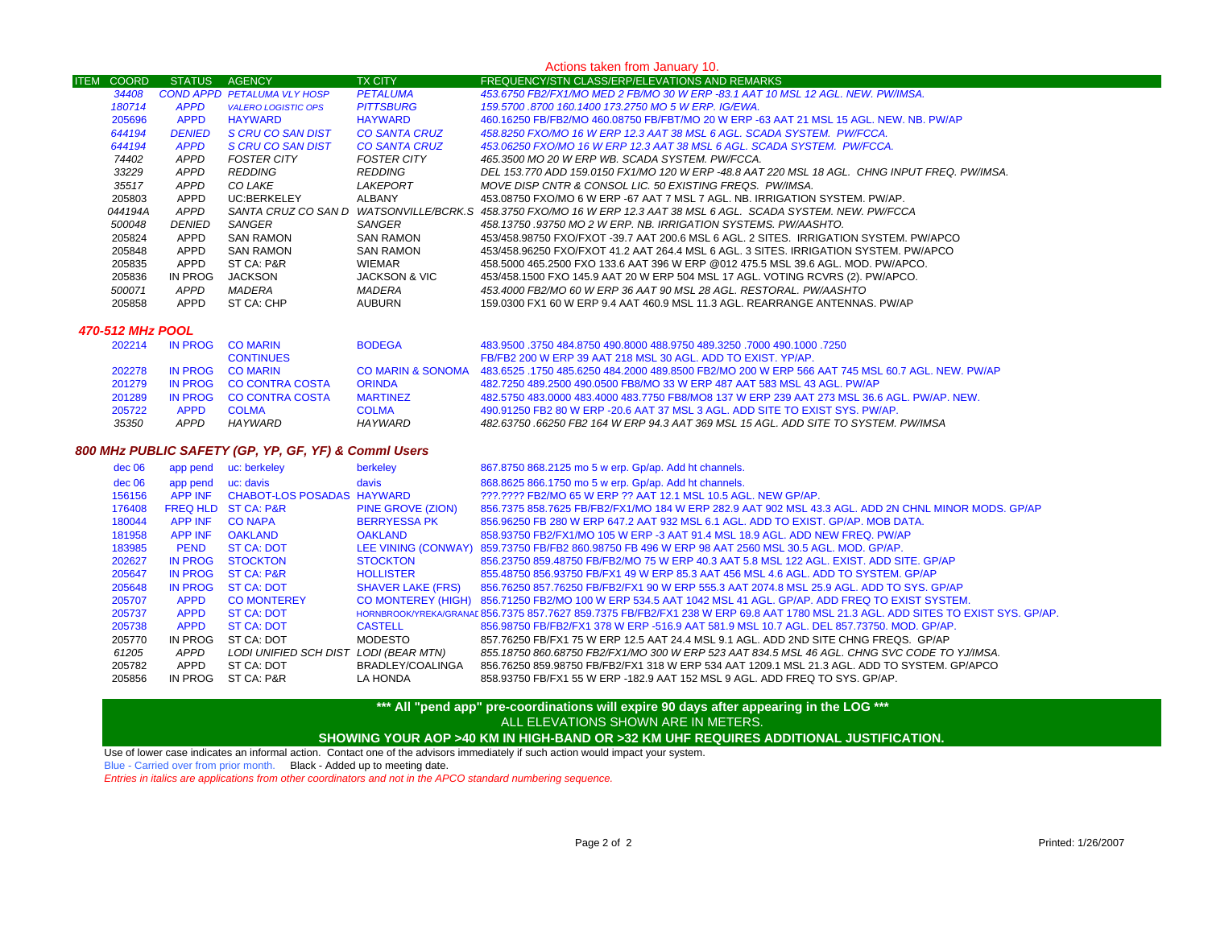Actions taken from January 10.

| ITEM | COORD | STATUS | AGENCY | TX CITY | FREQUENCY/STN CLASS/ERP/ELEVATIONS AND REMARKS |
|---|---|---|---|---|---|
| | 34408 | COND APPD | PETALUMA VLY HOSP | PETALUMA | 453.6750 FB2/FX1/MO MED 2 FB/MO 30 W ERP -83.1 AAT 10 MSL 12 AGL. NEW. PW/IMSA. |
| | 180714 | APPD | VALERO LOGISTIC OPS | PITTSBURG | 159.5700 .8700 160.1400 173.2750 MO 5 W ERP. IG/EWA. |
| | 205696 | APPD | HAYWARD | HAYWARD | 460.16250 FB/FB2/MO 460.08750 FB/FBT/MO 20 W ERP -63 AAT 21 MSL 15 AGL. NEW. NB. PW/AP |
| | 644194 | DENIED | S CRU CO SAN DIST | CO SANTA CRUZ | 458.8250 FXO/MO 16 W ERP 12.3 AAT 38 MSL 6 AGL. SCADA SYSTEM. PW/FCCA. |
| | 644194 | APPD | S CRU CO SAN DIST | CO SANTA CRUZ | 453.06250 FXO/MO 16 W ERP 12.3 AAT 38 MSL 6 AGL. SCADA SYSTEM. PW/FCCA. |
| | 74402 | APPD | FOSTER CITY | FOSTER CITY | 465.3500 MO 20 W ERP WB. SCADA SYSTEM. PW/FCCA. |
| | 33229 | APPD | REDDING | REDDING | DEL 153.770 ADD 159.0150 FX1/MO 120 W ERP -48.8 AAT 220 MSL 18 AGL. CHNG INPUT FREQ. PW/IMSA. |
| | 35517 | APPD | CO LAKE | LAKEPORT | MOVE DISP CNTR & CONSOL LIC. 50 EXISTING FREQS. PW/IMSA. |
| | 205803 | APPD | UC:BERKELEY | ALBANY | 453.08750 FXO/MO 6 W ERP -67 AAT 7 MSL 7 AGL. NB. IRRIGATION SYSTEM. PW/AP. |
| | 044194A | APPD | SANTA CRUZ CO SAN D | WATSONVILLE/BCRK.S | 458.3750 FXO/MO 16 W ERP 12.3 AAT 38 MSL 6 AGL. SCADA SYSTEM. NEW. PW/FCCA |
| | 500048 | DENIED | SANGER | SANGER | 458.13750 .93750 MO 2 W ERP. NB. IRRIGATION SYSTEMS. PW/AASHTO. |
| | 205824 | APPD | SAN RAMON | SAN RAMON | 453/458.98750 FXO/FXOT -39.7 AAT 200.6 MSL 6 AGL. 2 SITES. IRRIGATION SYSTEM. PW/APCO |
| | 205848 | APPD | SAN RAMON | SAN RAMON | 453/458.96250 FXO/FXOT 41.2 AAT 264.4 MSL 6 AGL. 3 SITES. IRRIGATION SYSTEM. PW/APCO |
| | 205835 | APPD | ST CA: P&R | WIEMAR | 458.5000 465.2500 FXO 133.6 AAT 396 W ERP @012 475.5 MSL 39.6 AGL. MOD. PW/APCO. |
| | 205836 | IN PROG | JACKSON | JACKSON & VIC | 453/458.1500 FXO 145.9 AAT 20 W ERP 504 MSL 17 AGL. VOTING RCVRS (2). PW/APCO. |
| | 500071 | APPD | MADERA | MADERA | 453.4000 FB2/MO 60 W ERP 36 AAT 90 MSL 28 AGL. RESTORAL. PW/AASHTO |
| | 205858 | APPD | ST CA: CHP | AUBURN | 159.0300 FX1 60 W ERP 9.4 AAT 460.9 MSL 11.3 AGL. REARRANGE ANTENNAS. PW/AP |

## 470-512 MHz POOL

| ITEM | COORD | STATUS | AGENCY | TX CITY | FREQUENCY/STN CLASS/ERP/ELEVATIONS AND REMARKS |
|---|---|---|---|---|---|
| | 202214 | IN PROG | CO MARIN | BODEGA | 483.9500 .3750 484.8750 490.8000 488.9750 489.3250 .7000 490.1000 .7250 |
| | | | CONTINUES | | FB/FB2 200 W ERP 39 AAT 218 MSL 30 AGL. ADD TO EXIST. YP/AP. |
| | 202278 | IN PROG | CO MARIN | CO MARIN & SONOMA | 483.6525 .1750 485.6250 484.2000 489.8500 FB2/MO 200 W ERP 566 AAT 745 MSL 60.7 AGL. NEW. PW/AP |
| | 201279 | IN PROG | CO CONTRA COSTA | ORINDA | 482.7250 489.2500 490.0500 FB8/MO 33 W ERP 487 AAT 583 MSL 43 AGL. PW/AP |
| | 201289 | IN PROG | CO CONTRA COSTA | MARTINEZ | 482.5750 483.0000 483.4000 483.7750 FB8/MO8 137 W ERP 239 AAT 273 MSL 36.6 AGL. PW/AP. NEW. |
| | 205722 | APPD | COLMA | COLMA | 490.91250 FB2 80 W ERP -20.6 AAT 37 MSL 3 AGL. ADD SITE TO EXIST SYS. PW/AP. |
| | 35350 | APPD | HAYWARD | HAYWARD | 482.63750 .66250 FB2 164 W ERP 94.3 AAT 369 MSL 15 AGL. ADD SITE TO SYSTEM. PW/IMSA |

## 800 MHz PUBLIC SAFETY (GP, YP, GF, YF) & Comml Users

| ITEM | COORD | STATUS | AGENCY | TX CITY | FREQUENCY/STN CLASS/ERP/ELEVATIONS AND REMARKS |
|---|---|---|---|---|---|
| | dec 06 | app pend | uc: berkeley | berkeley | 867.8750 868.2125 mo 5 w erp. Gp/ap. Add ht channels. |
| | dec 06 | app pend | uc: davis | davis | 868.8625 866.1750 mo 5 w erp. Gp/ap. Add ht channels. |
| | 156156 | APP INF | CHABOT-LOS POSADAS | HAYWARD | ???.???? FB2/MO 65 W ERP ?? AAT 12.1 MSL 10.5 AGL. NEW GP/AP. |
| | 176408 | FREQ HLD | ST CA: P&R | PINE GROVE (ZION) | 856.7375 858.7625 FB/FB2/FX1/MO 184 W ERP 282.9 AAT 902 MSL 43.3 AGL. ADD 2N CHNL MINOR MODS. GP/AP |
| | 180044 | APP INF | CO NAPA | BERRYESSA PK | 856.96250 FB 280 W ERP 647.2 AAT 932 MSL 6.1 AGL. ADD TO EXIST. GP/AP. MOB DATA. |
| | 181958 | APP INF | OAKLAND | OAKLAND | 858.93750 FB2/FX1/MO 105 W ERP -3 AAT 91.4 MSL 18.9 AGL. ADD NEW FREQ. PW/AP |
| | 183985 | PEND | ST CA: DOT | LEE VINING (CONWAY) | 859.73750 FB/FB2 860.98750 FB 496 W ERP 98 AAT 2560 MSL 30.5 AGL. MOD. GP/AP. |
| | 202627 | IN PROG | STOCKTON | STOCKTON | 856.23750 859.48750 FB/FB2/MO 75 W ERP 40.3 AAT 5.8 MSL 122 AGL. EXIST. ADD SITE. GP/AP |
| | 205647 | IN PROG | ST CA: P&R | HOLLISTER | 855.48750 856.93750 FB/FX1 49 W ERP 85.3 AAT 456 MSL 4.6 AGL. ADD TO SYSTEM. GP/AP |
| | 205648 | IN PROG | ST CA: DOT | SHAVER LAKE (FRS) | 856.76250 857.76250 FB/FB2/FX1 90 W ERP 555.3 AAT 2074.8 MSL 25.9 AGL. ADD TO SYS. GP/AP |
| | 205707 | APPD | CO MONTEREY | CO MONTEREY (HIGH) | 856.71250 FB2/MO 100 W ERP 534.5 AAT 1042 MSL 41 AGL. GP/AP. ADD FREQ TO EXIST SYSTEM. |
| | 205737 | APPD | ST CA: DOT | HORNBROOK/YREKA/GRANAD | 856.7375 857.7627 859.7375 FB/FB2/FX1 238 W ERP 69.8 AAT 1780 MSL 21.3 AGL. ADD SITES TO EXIST SYS. GP/AP. |
| | 205738 | APPD | ST CA: DOT | CASTELL | 856.98750 FB/FB2/FX1 378 W ERP -516.9 AAT 581.9 MSL 10.7 AGL. DEL 857.73750. MOD. GP/AP. |
| | 205770 | IN PROG | ST CA: DOT | MODESTO | 857.76250 FB/FX1 75 W ERP 12.5 AAT 24.4 MSL 9.1 AGL. ADD 2ND SITE CHNG FREQS. GP/AP |
| | 61205 | APPD | LODI UNIFIED SCH DIST | LODI (BEAR MTN) | 855.18750 860.68750 FB2/FX1/MO 300 W ERP 523 AAT 834.5 MSL 46 AGL. CHNG SVC CODE TO YJ/IMSA. |
| | 205782 | APPD | ST CA: DOT | BRADLEY/COALINGA | 856.76250 859.98750 FB/FB2/FX1 318 W ERP 534 AAT 1209.1 MSL 21.3 AGL. ADD TO SYSTEM. GP/APCO |
| | 205856 | IN PROG | ST CA: P&R | LA HONDA | 858.93750 FB/FX1 55 W ERP -182.9 AAT 152 MSL 9 AGL. ADD FREQ TO SYS. GP/AP. |

**\*\*\* All "pend app" pre-coordinations will expire 90 days after appearing in the LOG \*\*\***

ALL ELEVATIONS SHOWN ARE IN METERS.

**SHOWING YOUR AOP >40 KM IN HIGH-BAND OR >32 KM UHF REQUIRES ADDITIONAL JUSTIFICATION.**

Use of lower case indicates an informal action. Contact one of the advisors immediately if such action would impact your system.

Blue - Carried over from prior month. Black - Added up to meeting date.

*Entries in italics are applications from other coordinators and not in the APCO standard numbering sequence.*

Printed: 1/26/2007